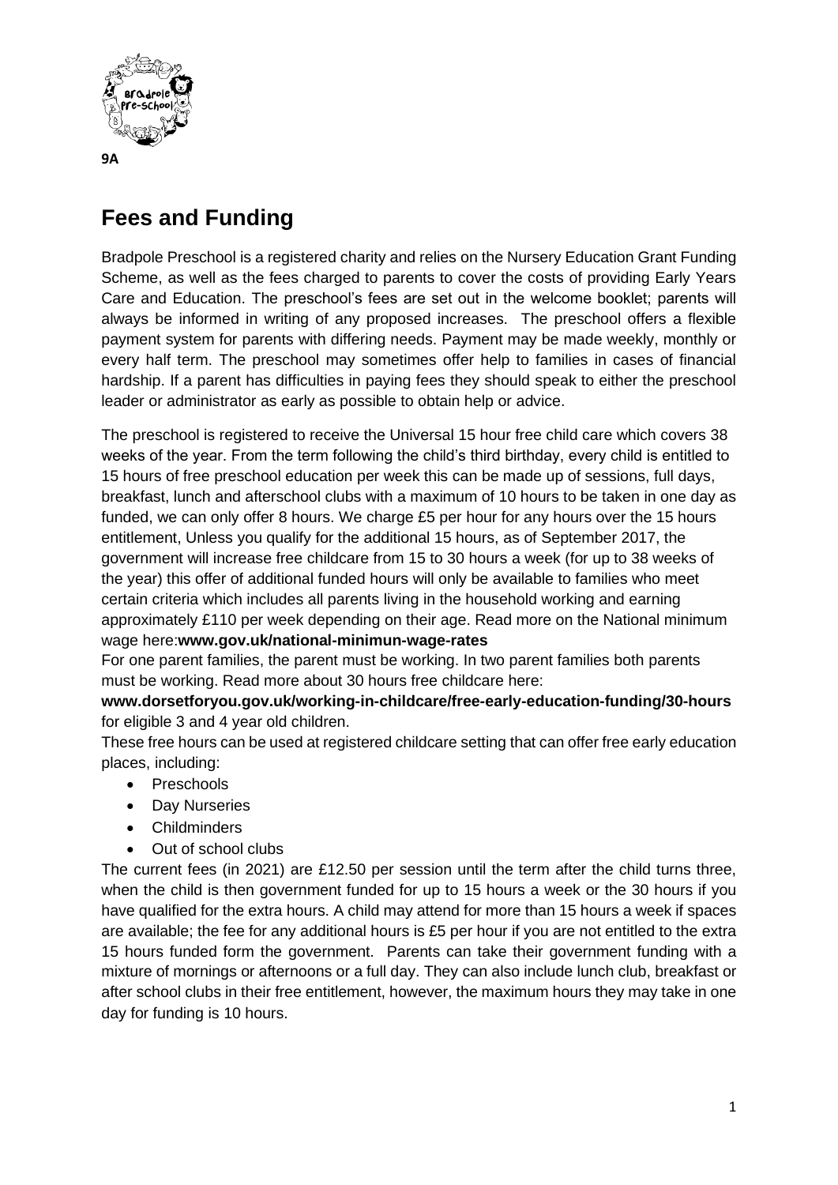9A

# Fees and Funding

Bradpole Preschool is a registered charity and relies on the Nursery Education Grant Funding Scheme, as well as the fees charged to parents to cover the costs of providing Early Years Care and Education. The preschool's fees are set out in the welcome booklet; parents will always be informed in writing of any proposed increases. The preschool offers a flexible payment system for parents with differing needs. Payment may be made weekly, monthly or every half term. The preschool may sometimes offer help to families in cases of financial hardship. If a parent has difficulties in paying fees they should speak to either the preschool leader or administrator as early as possible to obtain help or advice.

The preschool is registered to receive the Universal 15 hour free child care which covers 38 weeks of the year. From the term following the child's third birthday, every child is entitled to 15 hours of free preschool education per week this can be made up of sessions, full days, breakfast, lunch and afterschool clubs with a maximum of 10 hours to be taken in one day as funded, we can only offer 8 hours. We charge £5 per hour for any hours over the 15 hours entitlement, Unless you qualify for the additional 15 hours, as of September 2017, the government will increase free childcare from 15 to 30 hours a week (for up to 38 weeks of the year) this offer of additional funded hours will only be available to families who meet certain criteria which includes all parents living in the household working and earning approximately £110 per week depending on their age. Read more on the National minimum wage here:**www.gov.uk/national-minimun-wage-rates**

For one parent families, the parent must be working. In two parent families both parents must be working. Read more about 30 hours free childcare here:

**www.dorsetforyou.gov.uk/working-in-childcare/free-early-education-funding/30-hours** for eligible 3 and 4 year old children.

These free hours can be used at registered childcare setting that can offer free early education places, including:

- Preschools
- Day Nurseries
- Childminders
- Out of school clubs

The current fees (in 2021) are £12.50 per session until the term after the child turns three, when the child is then government funded for up to 15 hours a week or the 30 hours if you have qualified for the extra hours. A child may attend for more than 15 hours a week if spaces are available; the fee for any additional hours is £5 per hour if you are not entitled to the extra 15 hours funded form the government. Parents can take their government funding with a mixture of mornings or afternoons or a full day. They can also include lunch club, breakfast or after school clubs in their free entitlement, however, the maximum hours they may take in one day for funding is 10 hours.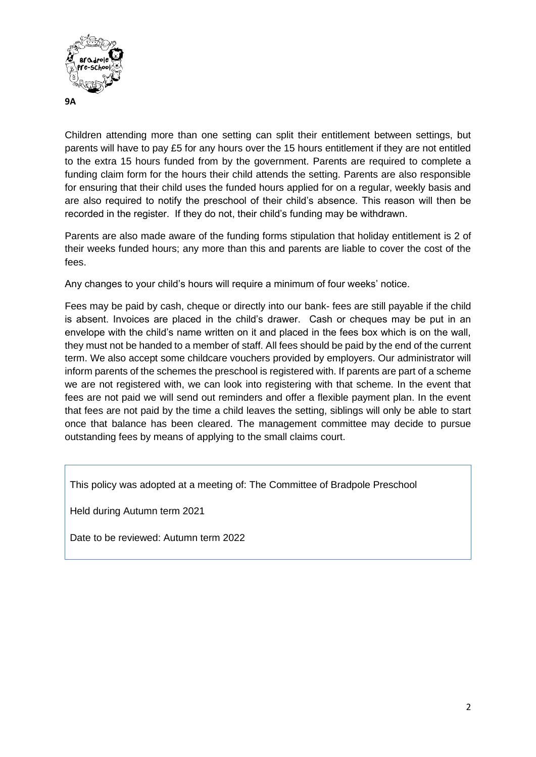**9A**

Children attending more than one setting can split their entitlement between settings, but parents will have to pay £5 for any hours over the 15 hours entitlement if they are not entitled to the extra 15 hours funded from by the government. Parents are required to complete a funding claim form for the hours their child attends the setting. Parents are also responsible for ensuring that their child uses the funded hours applied for on a regular, weekly basis and are also required to notify the preschool of their child's absence. This reason will then be recorded in the register. If they do not, their child's funding may be withdrawn.

Parents are also made aware of the funding forms stipulation that holiday entitlement is 2 of their weeks funded hours; any more than this and parents are liable to cover the cost of the fees.

Any changes to your child's hours will require a minimum of four weeks' notice.

Fees may be paid by cash, cheque or directly into our bank- fees are still payable if the child is absent. Invoices are placed in the child's drawer. Cash or cheques may be put in an envelope with the child's name written on it and placed in the fees box which is on the wall, they must not be handed to a member of staff. All fees should be paid by the end of the current term. We also accept some childcare vouchers provided by employers. Our administrator will inform parents of the schemes the preschool is registered with. If parents are part of a scheme we are not registered with, we can look into registering with that scheme. In the event that fees are not paid we will send out reminders and offer a flexible payment plan. In the event that fees are not paid by the time a child leaves the setting, siblings will only be able to start once that balance has been cleared. The management committee may decide to pursue outstanding fees by means of applying to the small claims court.

This policy was adopted at a meeting of: The Committee of Bradpole Preschool

Held during Autumn term 2021

Date to be reviewed: Autumn term 2022